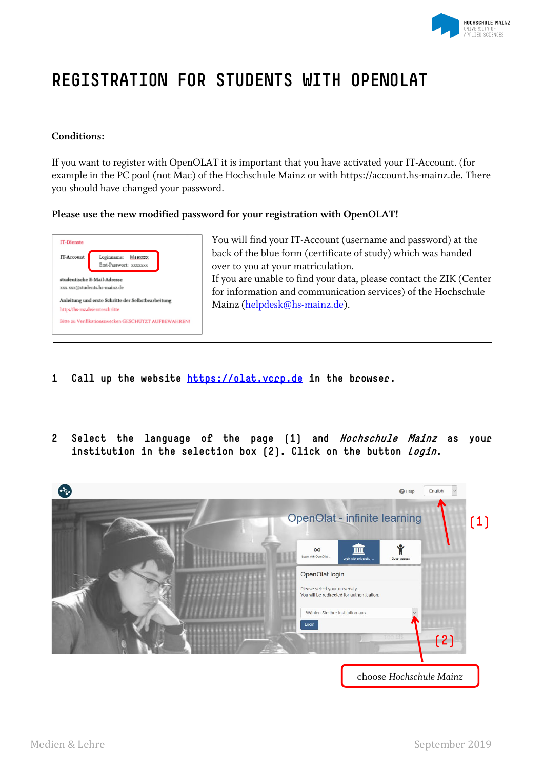# REGISTRATION FOR STUDENTS WITH OPENOLAT

**Conditions:**

If you want to register with OpenOLAT it is important that you have activated your IT-Account. (for example in the PC pool (not Mac) of the Hochschule Mainz or with https://account.hs-mainz.de. There you should have changed your password.

**Please use the new modified password for your registration with OpenOLAT!**

IT-Dienste

IT-Account — Loginname: Maexxxx, Erst-Passwort: xxxxxxx

studentische E-Mail-Adresse
xxx.xxx@students.hs-mainz.de

Anleitung und erste Schritte der Selbstbearbeitung
http://hs-mz.de/ersteschritte

Bitte zu Verifikationszwecken GESCHÜTZT AUFBEWAHREN!

You will find your IT-Account (username and password) at the back of the blue form (certificate of study) which was handed over to you at your matriculation.
If you are unable to find your data, please contact the ZIK (Center for information and communication services) of the Hochschule Mainz (helpdesk@hs-mainz.de).

---

1 Call up the website https://olat.vcrp.de in the browser.

2 Select the language of the page (1) and *Hochschule Mainz* as your institution in the selection box (2). Click on the button *Login*.

Help | English | (1)

OpenOlat - infinite learning

Login with OpenOlat | Login with university | Guest access

OpenOlat login

Please select your university
You will be redirected for authentication.

Wählen Sie Ihre Institution aus...

Login

(2)

choose *Hochschule Mainz*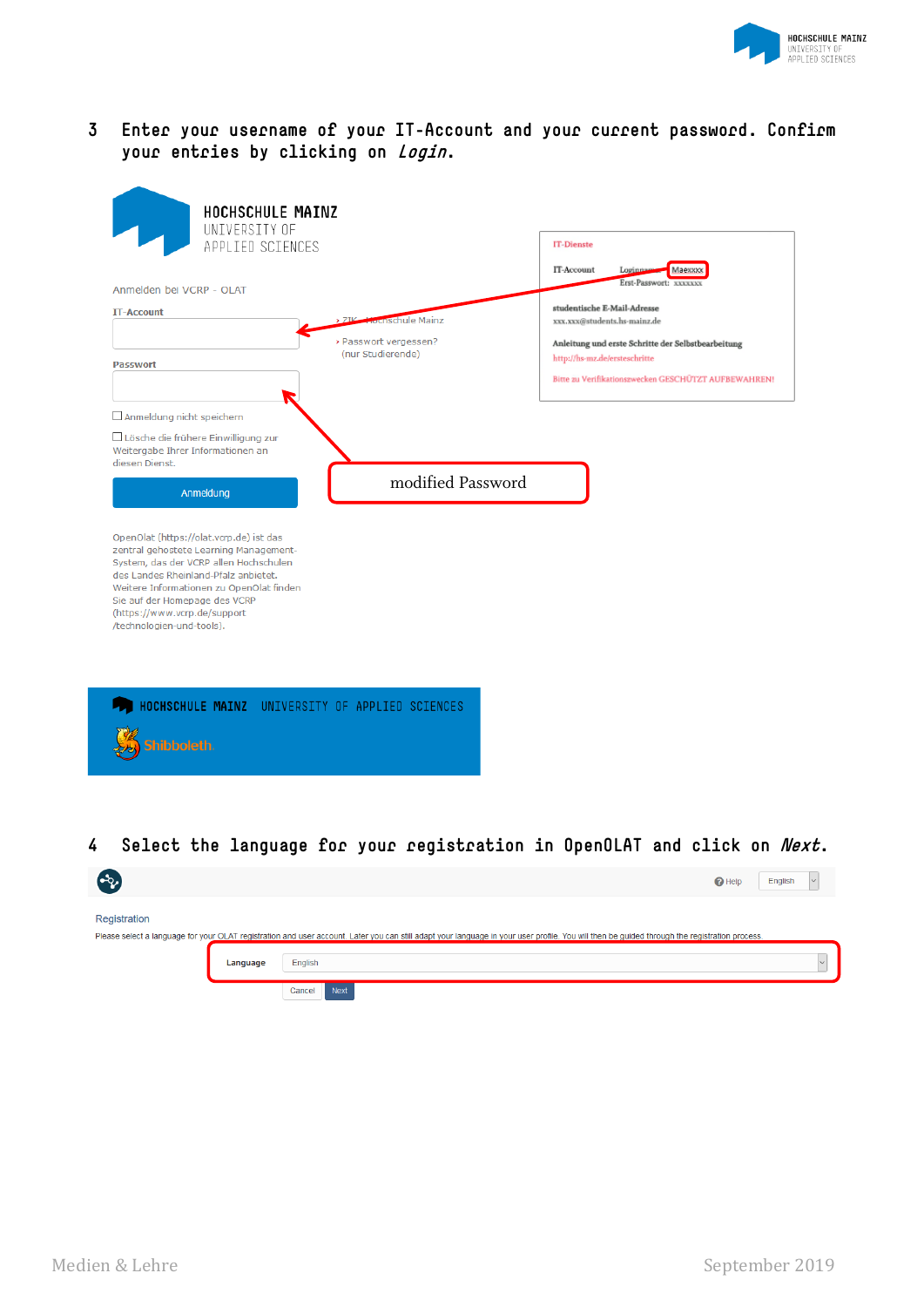3 Enter your username of your IT-Account and your current password. Confirm your entries by clicking on *Login*.

HOCHSCHULE MAINZ
UNIVERSITY OF
APPLIED SCIENCES

Anmelden bei VCRP - OLAT

IT-Account

Passwort

› ZIK - Hochschule Mainz

› Passwort vergessen?
(nur Studierende)

Anmeldung nicht speichern

Lösche die frühere Einwilligung zur Weitergabe Ihrer Informationen an diesen Dienst.

Anmeldung

OpenOlat (https://olat.vcrp.de) ist das zentral gehostete Learning Management-System, das der VCRP allen Hochschulen des Landes Rheinland-Pfalz anbietet. Weitere Informationen zu OpenOlat finden Sie auf der Homepage des VCRP (https://www.vcrp.de/support/technologien-und-tools).

IT-Dienste

IT-Account Loginname: Maexxxx
Erst-Passwort: xxxxxxx

studentische E-Mail-Adresse
xxx.xxx@students.hs-mainz.de

Anleitung und erste Schritte der Selbstbearbeitung
http://hs-mz.de/ersteschritte

Bitte zu Verifikationszwecken GESCHÜTZT AUFBEWAHREN!

modified Password

HOCHSCHULE MAINZ UNIVERSITY OF APPLIED SCIENCES
Shibboleth

4 Select the language for your registration in OpenOLAT and click on *Next*.

Help English

Registration

Please select a language for your OLAT registration and user account. Later you can still adapt your language in your user profile. You will then be guided through the registration process.

Language English

Cancel Next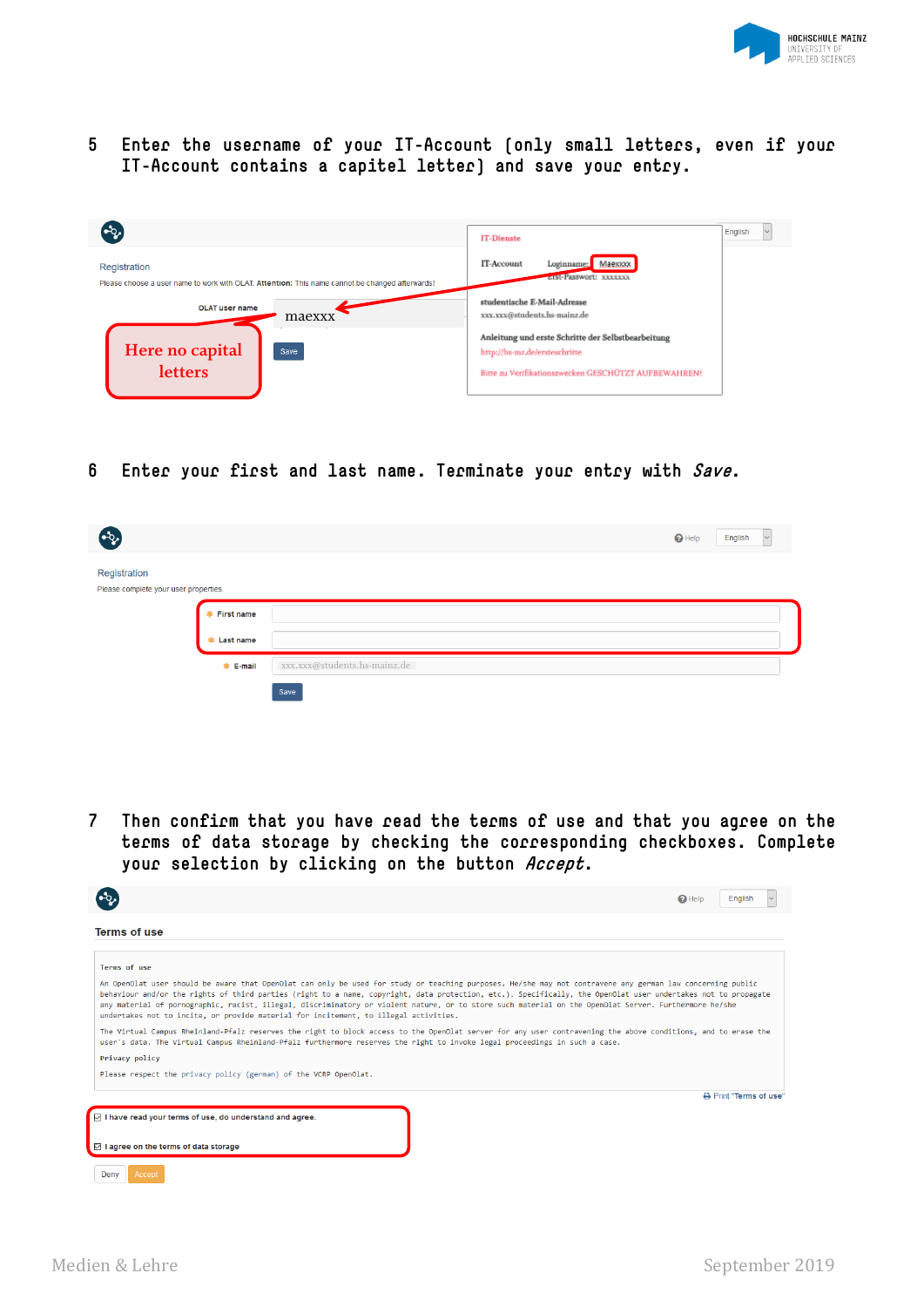5 Enter the username of your IT-Account (only small letters, even if your IT-Account contains a capitel letter) and save your entry.

Registration

Please choose a user name to work with OLAT. Attention: This name cannot be changed afterwards!

OLAT user name maexxx

Here no capital letters

Save

IT-Dienste

IT-Account Loginname: Maexxxx
Erst-Passwort: xxxxxxx

studentische E-Mail-Adresse
xxx.xxx@students.hs-mainz.de

Anleitung und erste Schritte der Selbstbearbeitung
http://hs-mz.de/ersteschritte

Bitte zu Verifikationszwecken GESCHÜTZT AUFBEWAHREN!

6 Enter your first and last name. Terminate your entry with *Save*.

Registration

Please complete your user properties.

First name

Last name

E-mail xxx.xxx@students.hs-mainz.de

Save

7 Then confirm that you have read the terms of use and that you agree on the terms of data storage by checking the corresponding checkboxes. Complete your selection by clicking on the button *Accept*.

Terms of use

Terms of use

An OpenOlat user should be aware that OpenOlat can only be used for study or teaching purposes. He/she may not contravene any german law concerning public behaviour and/or the rights of third parties (right to a name, copyright, data protection, etc.). Specifically, the OpenOlat user undertakes not to propagate any material of pornographic, racist, illegal, discriminatory or violent nature, or to store such material on the OpenOlat Server. Furthermore he/she undertakes not to incite, or provide material for incitement, to illegal activities.

The Virtual Campus Rheinland-Pfalz reserves the right to block access to the OpenOlat server for any user contravening the above conditions, and to erase the user's data. The Virtual Campus Rheinland-Pfalz furthermore reserves the right to invoke legal proceedings in such a case.

Privacy policy

Please respect the privacy policy (german) of the VCRP OpenOlat.

Print "Terms of use"

☑ I have read your terms of use, do understand and agree.

☑ I agree on the terms of data storage

Deny Accept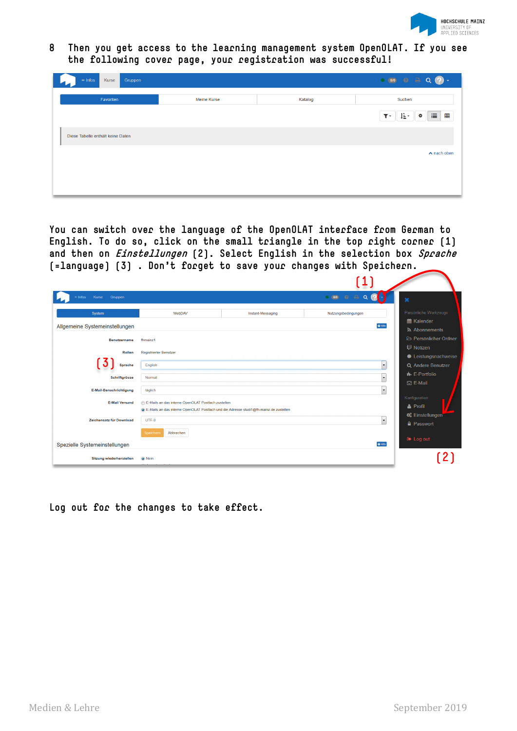8 Then you get access to the learning management system OpenOLAT. If you see the following cover page, your registration was successful!

You can switch over the language of the OpenOLAT interface from German to English. To do so, click on the small triangle in the top right corner (1) and then on *Einstellungen* (2). Select English in the selection box *Sprache* (=language) (3) . Don't forget to save your changes with Speichern.

Log out for the changes to take effect.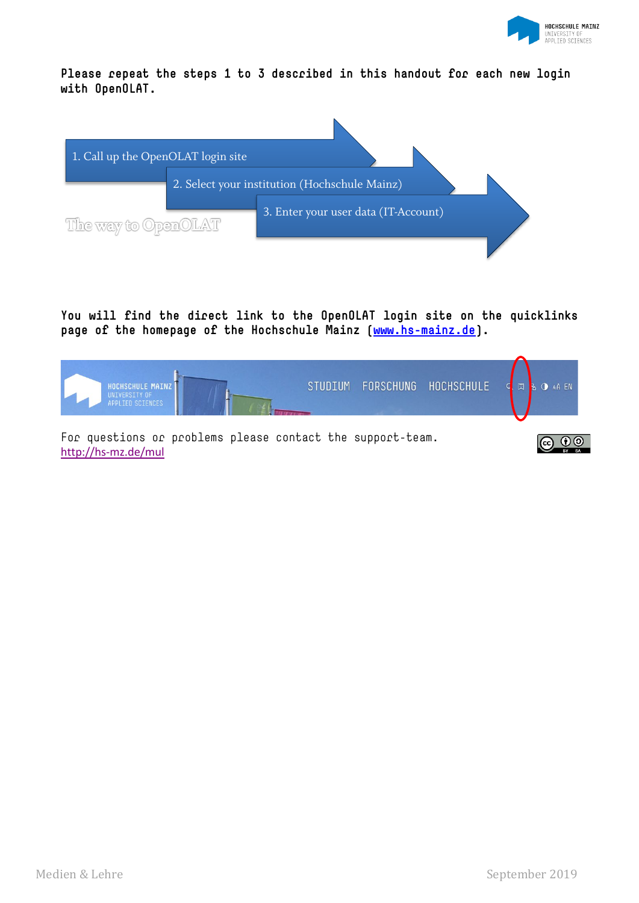Please repeat the steps 1 to 3 described in this handout for each new login with OpenOLAT.

1. Call up the OpenOLAT login site
2. Select your institution (Hochschule Mainz)
3. Enter your user data (IT-Account)

The way to OpenOLAT

You will find the direct link to the OpenOLAT login site on the quicklinks page of the homepage of the Hochschule Mainz (www.hs-mainz.de).

HOCHSCHULE MAINZ
UNIVERSITY OF
APPLIED SCIENCES

STUDIUM FORSCHUNG HOCHSCHULE

For questions or problems please contact the support-team.
http://hs-mz.de/mul